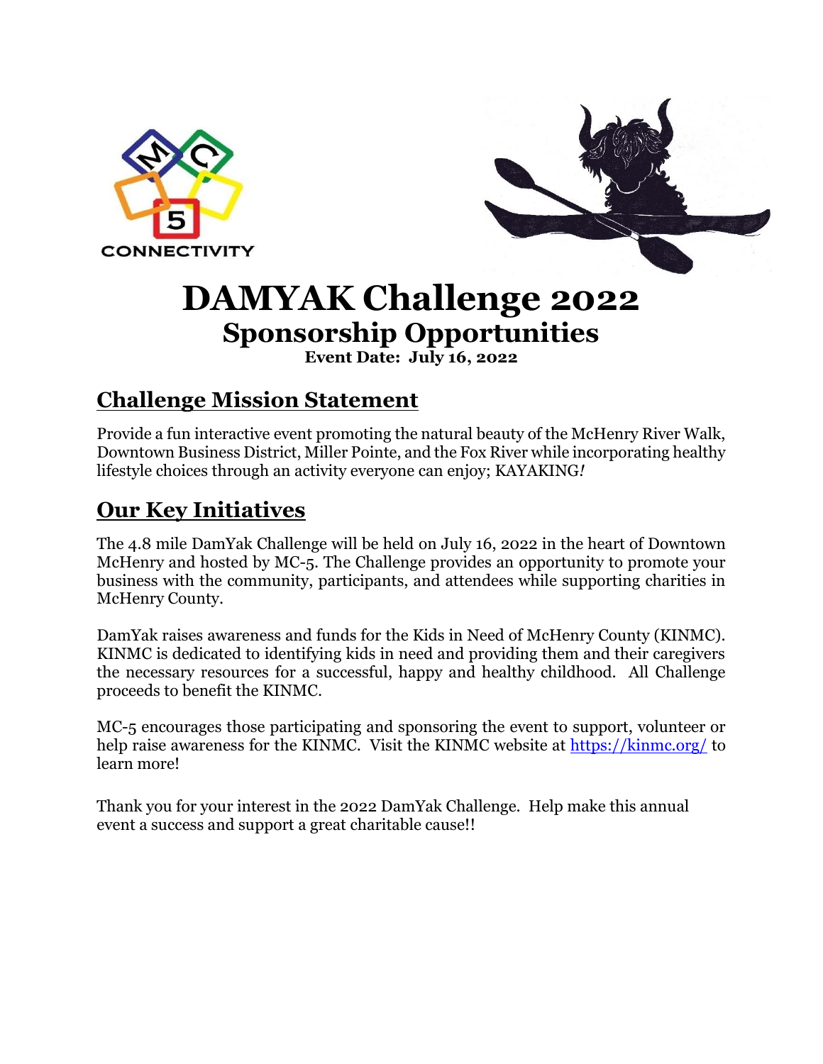# DAMYAK Challenge 2022

## Sponsorship Opportunities

**Event Date: July 16, 2022**

## Challenge Mission Statement

Provide a fun interactive event promoting the natural beauty of the McHenry River Walk, Downtown Business District, Miller Pointe, and the Fox River while incorporating healthy lifestyle choices through an activity everyone can enjoy; KAYAKING*!*

## Our Key Initiatives

The 4.8 mile DamYak Challenge will be held on July 16, 2022 in the heart of Downtown McHenry and hosted by MC-5. The Challenge provides an opportunity to promote your business with the community, participants, and attendees while supporting charities in McHenry County.

DamYak raises awareness and funds for the Kids in Need of McHenry County (KINMC). KINMC is dedicated to identifying kids in need and providing them and their caregivers the necessary resources for a successful, happy and healthy childhood. All Challenge proceeds to benefit the KINMC.

MC-5 encourages those participating and sponsoring the event to support, volunteer or help raise awareness for the KINMC. Visit the KINMC website at https://kinmc.org/ to learn more!

Thank you for your interest in the 2022 DamYak Challenge. Help make this annual event a success and support a great charitable cause!!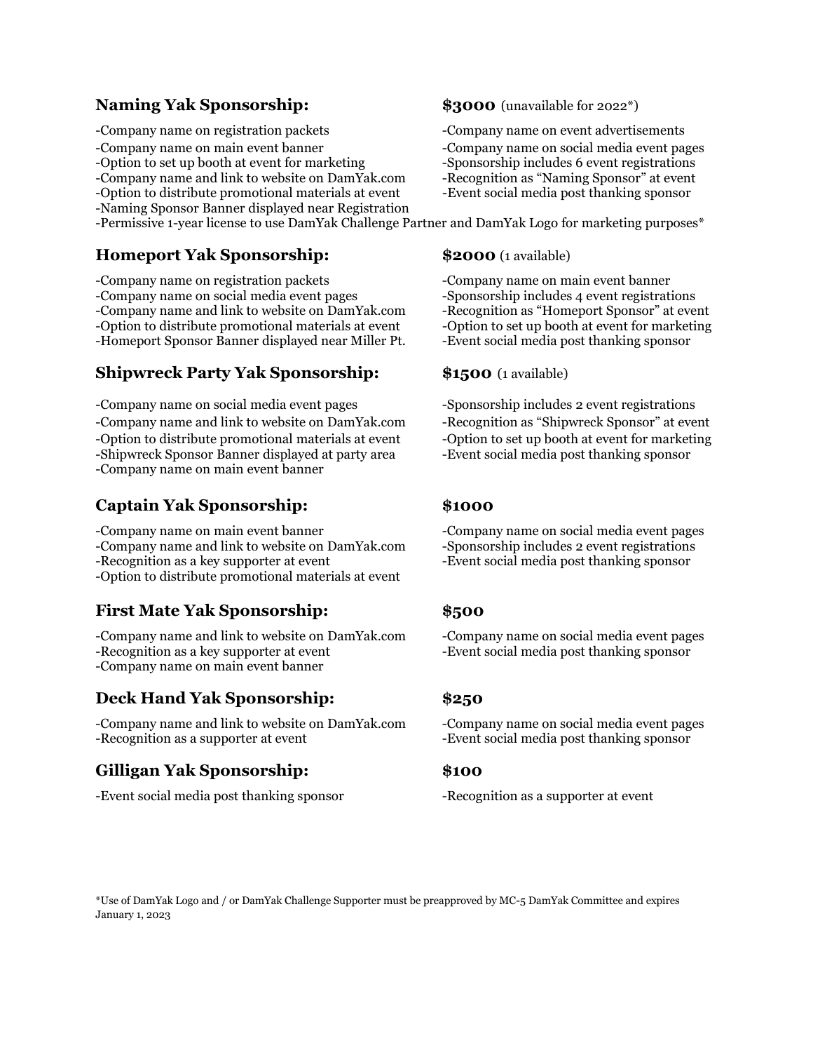## Naming Yak Sponsorship: **$3000** (unavailable for 2022*)

-Company name on registration packets
-Company name on main event banner
-Option to set up booth at event for marketing
-Company name and link to website on DamYak.com
-Option to distribute promotional materials at event
-Naming Sponsor Banner displayed near Registration
-Company name on event advertisements
-Company name on social media event pages
-Sponsorship includes 6 event registrations
-Recognition as "Naming Sponsor" at event
-Event social media post thanking sponsor
-Permissive 1-year license to use DamYak Challenge Partner and DamYak Logo for marketing purposes*

## Homeport Yak Sponsorship: **$2000** (1 available)

-Company name on registration packets
-Company name on social media event pages
-Company name and link to website on DamYak.com
-Option to distribute promotional materials at event
-Homeport Sponsor Banner displayed near Miller Pt.
-Company name on main event banner
-Sponsorship includes 4 event registrations
-Recognition as "Homeport Sponsor" at event
-Option to set up booth at event for marketing
-Event social media post thanking sponsor

## Shipwreck Party Yak Sponsorship: **$1500** (1 available)

-Company name on social media event pages
-Company name and link to website on DamYak.com
-Option to distribute promotional materials at event
-Shipwreck Sponsor Banner displayed at party area
-Company name on main event banner
-Sponsorship includes 2 event registrations
-Recognition as "Shipwreck Sponsor" at event
-Option to set up booth at event for marketing
-Event social media post thanking sponsor

## Captain Yak Sponsorship: **$1000**

-Company name on main event banner
-Company name and link to website on DamYak.com
-Recognition as a key supporter at event
-Option to distribute promotional materials at event
-Company name on social media event pages
-Sponsorship includes 2 event registrations
-Event social media post thanking sponsor

## First Mate Yak Sponsorship: **$500**

-Company name and link to website on DamYak.com
-Recognition as a key supporter at event
-Company name on main event banner
-Company name on social media event pages
-Event social media post thanking sponsor

## Deck Hand Yak Sponsorship: **$250**

-Company name and link to website on DamYak.com
-Recognition as a supporter at event
-Company name on social media event pages
-Event social media post thanking sponsor

## Gilligan Yak Sponsorship: **$100**

-Event social media post thanking sponsor
-Recognition as a supporter at event

*Use of DamYak Logo and / or DamYak Challenge Supporter must be preapproved by MC-5 DamYak Committee and expires January 1, 2023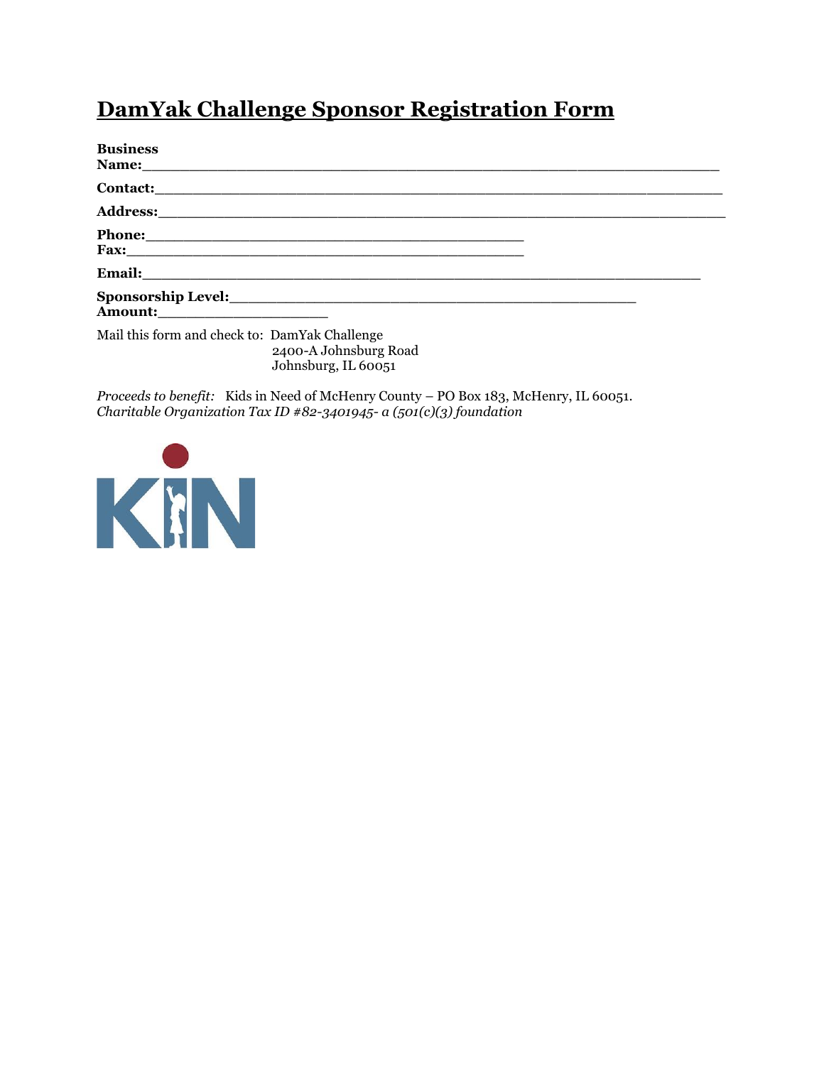# DamYak Challenge Sponsor Registration Form

**Business Name:**______________________________________________________

**Contact:**______________________________________________________

**Address:**______________________________________________________

**Phone:**______________________________________

**Fax:**________________________________________

**Email:**______________________________________________________

**Sponsorship Level:**______________________________________

**Amount:**_________________

Mail this form and check to: DamYak Challenge
2400-A Johnsburg Road
Johnsburg, IL 60051

*Proceeds to benefit:* Kids in Need of McHenry County – PO Box 183, McHenry, IL 60051.
*Charitable Organization Tax ID #82-3401945- a (501(c)(3) foundation*

KIN